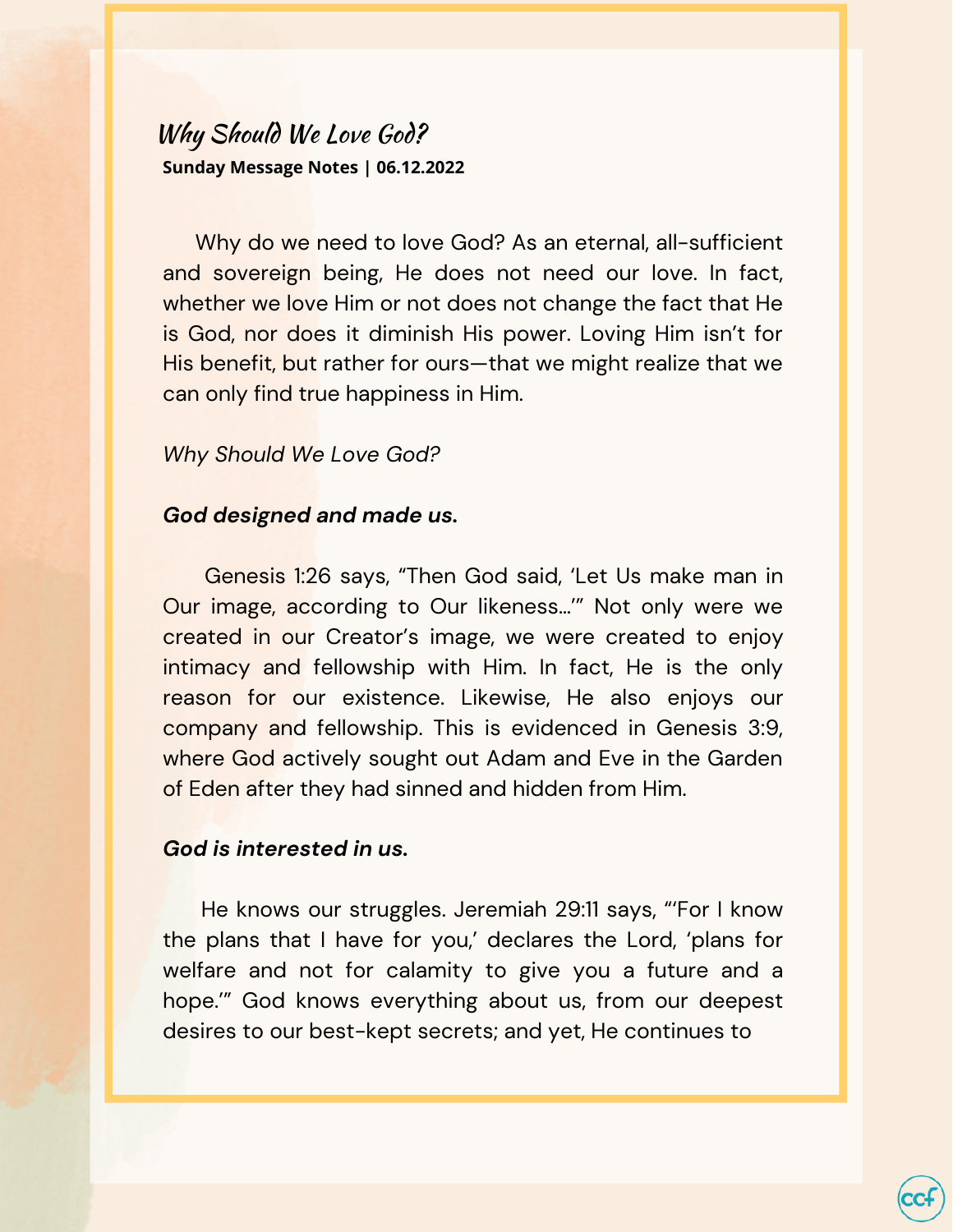# *Why Should We Love God?*

**Sunday Message Notes | 06.12.2022**

Why do we need to love God? As an eternal, all-sufficient and sovereign being, He does not need our love. In fact, whether we love Him or not does not change the fact that He is God, nor does it diminish His power. Loving Him isn't for His benefit, but rather for ours—that we might realize that we can only find true happiness in Him.

*Why Should We Love God?*

***God designed and made us.***

Genesis 1:26 says, "Then God said, 'Let Us make man in Our image, according to Our likeness...'" Not only were we created in our Creator's image, we were created to enjoy intimacy and fellowship with Him. In fact, He is the only reason for our existence. Likewise, He also enjoys our company and fellowship. This is evidenced in Genesis 3:9, where God actively sought out Adam and Eve in the Garden of Eden after they had sinned and hidden from Him.

***God is interested in us.***

He knows our struggles. Jeremiah 29:11 says, "'For I know the plans that I have for you,' declares the Lord, 'plans for welfare and not for calamity to give you a future and a hope.'" God knows everything about us, from our deepest desires to our best-kept secrets; and yet, He continues to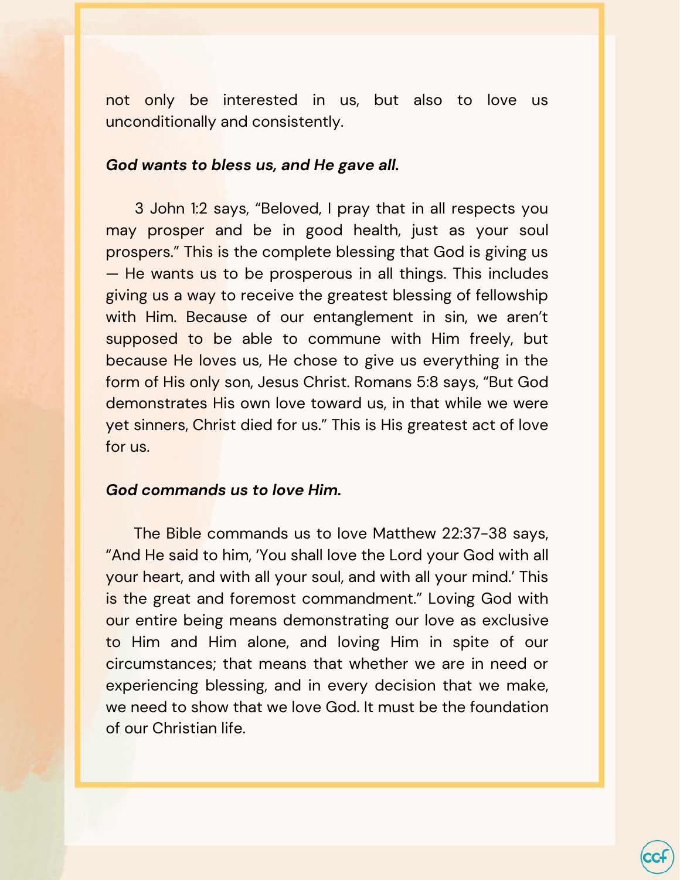not only be interested in us, but also to love us unconditionally and consistently.

***God wants to bless us, and He gave all.***

3 John 1:2 says, "Beloved, I pray that in all respects you may prosper and be in good health, just as your soul prospers." This is the complete blessing that God is giving us — He wants us to be prosperous in all things. This includes giving us a way to receive the greatest blessing of fellowship with Him. Because of our entanglement in sin, we aren't supposed to be able to commune with Him freely, but because He loves us, He chose to give us everything in the form of His only son, Jesus Christ. Romans 5:8 says, "But God demonstrates His own love toward us, in that while we were yet sinners, Christ died for us." This is His greatest act of love for us.

***God commands us to love Him.***

The Bible commands us to love Matthew 22:37-38 says, "And He said to him, 'You shall love the Lord your God with all your heart, and with all your soul, and with all your mind.' This is the great and foremost commandment." Loving God with our entire being means demonstrating our love as exclusive to Him and Him alone, and loving Him in spite of our circumstances; that means that whether we are in need or experiencing blessing, and in every decision that we make, we need to show that we love God. It must be the foundation of our Christian life.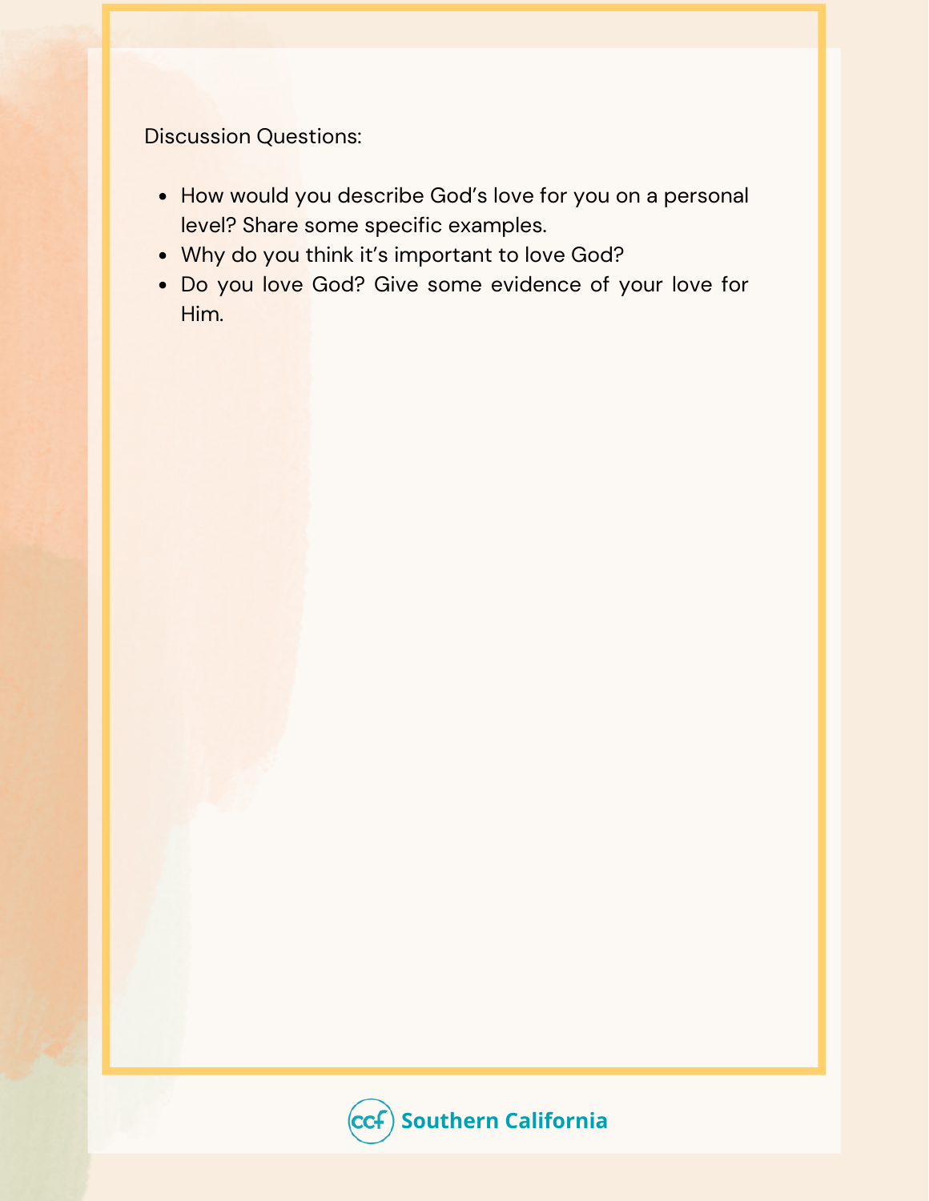Discussion Questions:

- How would you describe God's love for you on a personal level? Share some specific examples.
- Why do you think it's important to love God?
- Do you love God? Give some evidence of your love for Him.